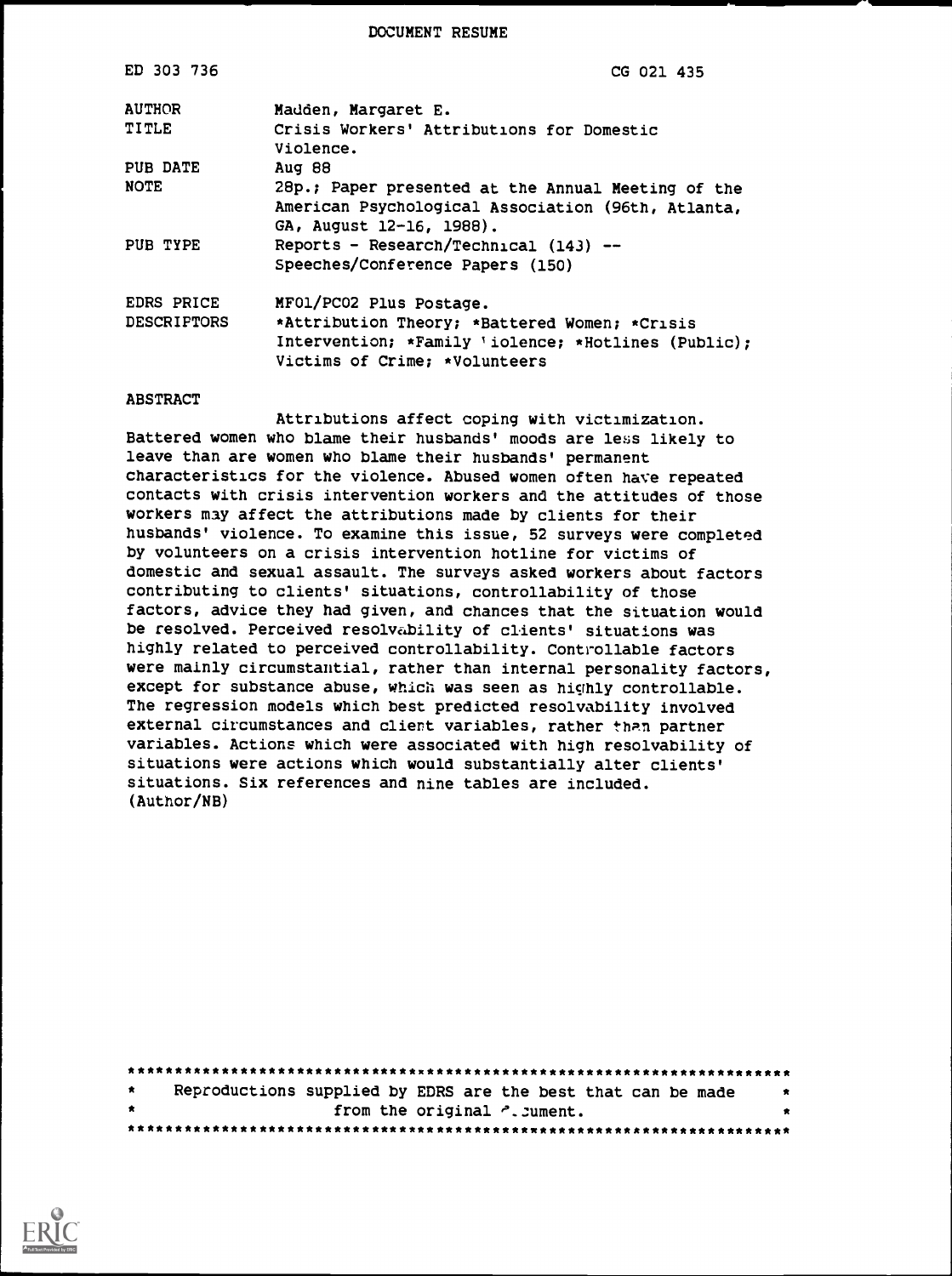DOCUMENT RESUME

| | |
|---|---|
| ED 303 736 | CG 021 435 |
| AUTHOR | Madden, Margaret E. |
| TITLE | Crisis Workers' Attributions for Domestic Violence. |
| PUB DATE | Aug 88 |
| NOTE | 28p.; Paper presented at the Annual Meeting of the American Psychological Association (96th, Atlanta, GA, August 12-16, 1988). |
| PUB TYPE | Reports - Research/Technical (143) -- Speeches/Conference Papers (150) |
| EDRS PRICE | MF01/PC02 Plus Postage. |
| DESCRIPTORS | *Attribution Theory; *Battered Women; *Crisis Intervention; *Family Violence; *Hotlines (Public); Victims of Crime; *Volunteers |

ABSTRACT

Attributions affect coping with victimization. Battered women who blame their husbands' moods are less likely to leave than are women who blame their husbands' permanent characteristics for the violence. Abused women often have repeated contacts with crisis intervention workers and the attitudes of those workers may affect the attributions made by clients for their husbands' violence. To examine this issue, 52 surveys were completed by volunteers on a crisis intervention hotline for victims of domestic and sexual assault. The surveys asked workers about factors contributing to clients' situations, controllability of those factors, advice they had given, and chances that the situation would be resolved. Perceived resolvability of clients' situations was highly related to perceived controllability. Controllable factors were mainly circumstantial, rather than internal personality factors, except for substance abuse, which was seen as highly controllable. The regression models which best predicted resolvability involved external circumstances and client variables, rather than partner variables. Actions which were associated with high resolvability of situations were actions which would substantially alter clients' situations. Six references and nine tables are included. (Author/NB)

\*\*\*\*\*\*\*\*\*\*\*\*\*\*\*\*\*\*\*\*\*\*\*\*\*\*\*\*\*\*\*\*\*\*\*\*\*\*\*\*\*\*\*\*\*\*\*\*\*\*\*\*\*\*\*\*\*\*\*\*\*\*\*\*\*\*\*\*\*

\* Reproductions supplied by EDRS are the best that can be made \*
\* from the original document. \*

\*\*\*\*\*\*\*\*\*\*\*\*\*\*\*\*\*\*\*\*\*\*\*\*\*\*\*\*\*\*\*\*\*\*\*\*\*\*\*\*\*\*\*\*\*\*\*\*\*\*\*\*\*\*\*\*\*\*\*\*\*\*\*\*\*\*\*\*\*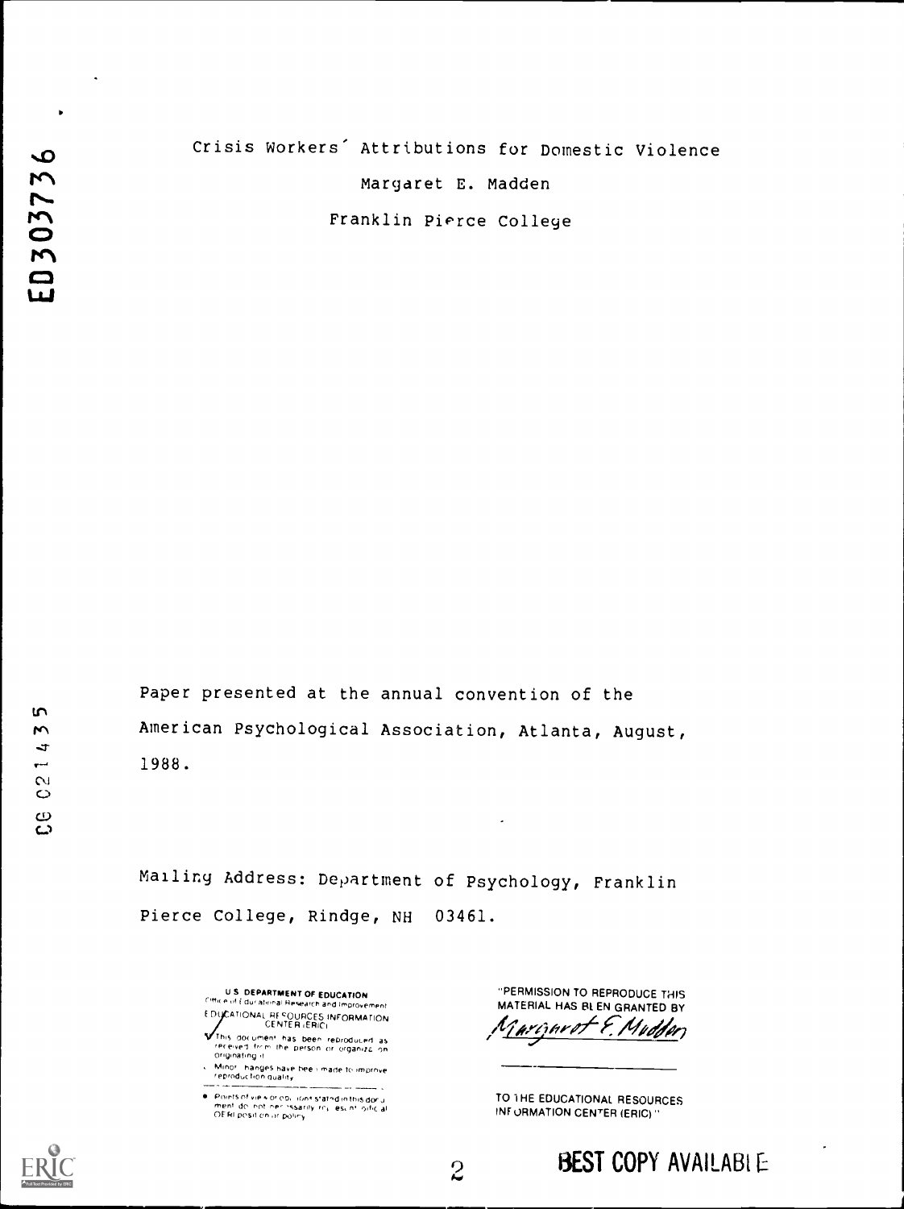# Crisis Workers' Attributions for Domestic Violence

Margaret E. Madden

Franklin Pierce College

Paper presented at the annual convention of the American Psychological Association, Atlanta, August, 1988.

Mailing Address: Department of Psychology, Franklin Pierce College, Rindge, NH 03461.

U.S. DEPARTMENT OF EDUCATION
Office of Educational Research and Improvement
EDUCATIONAL RESOURCES INFORMATION CENTER (ERIC)

This document has been reproduced as received from the person or organization originating it.

Minor changes have been made to improve reproduction quality.

Points of view or opinions stated in this document do not necessarily represent official OERI position or policy.

"PERMISSION TO REPRODUCE THIS MATERIAL HAS BEEN GRANTED BY

Margaret E. Madden

TO THE EDUCATIONAL RESOURCES INFORMATION CENTER (ERIC)."

BEST COPY AVAILABLE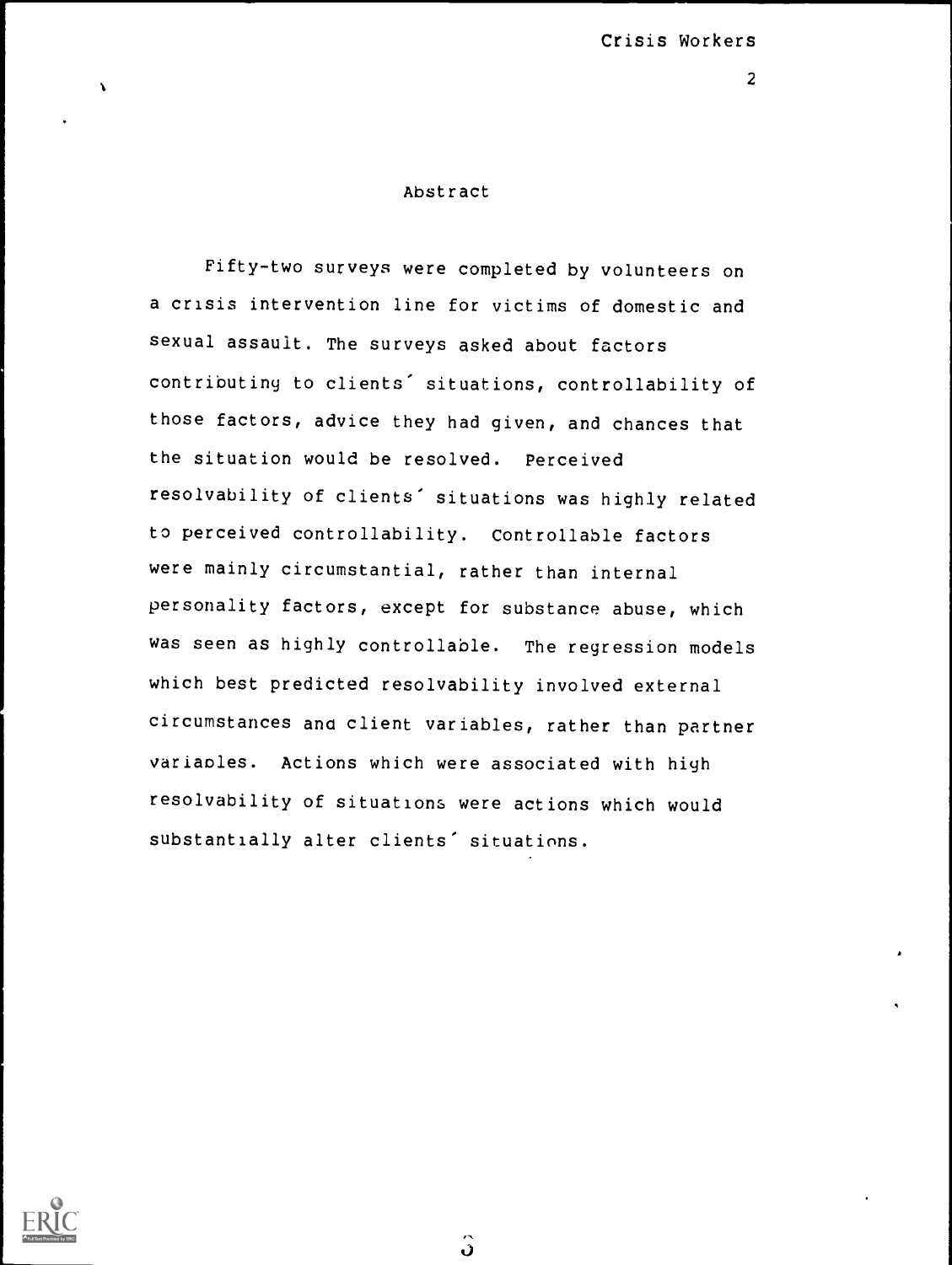## Abstract

Fifty-two surveys were completed by volunteers on a crisis intervention line for victims of domestic and sexual assault. The surveys asked about factors contributing to clients' situations, controllability of those factors, advice they had given, and chances that the situation would be resolved. Perceived resolvability of clients' situations was highly related to perceived controllability. Controllable factors were mainly circumstantial, rather than internal personality factors, except for substance abuse, which was seen as highly controllable. The regression models which best predicted resolvability involved external circumstances and client variables, rather than partner variables. Actions which were associated with high resolvability of situations were actions which would substantially alter clients' situations.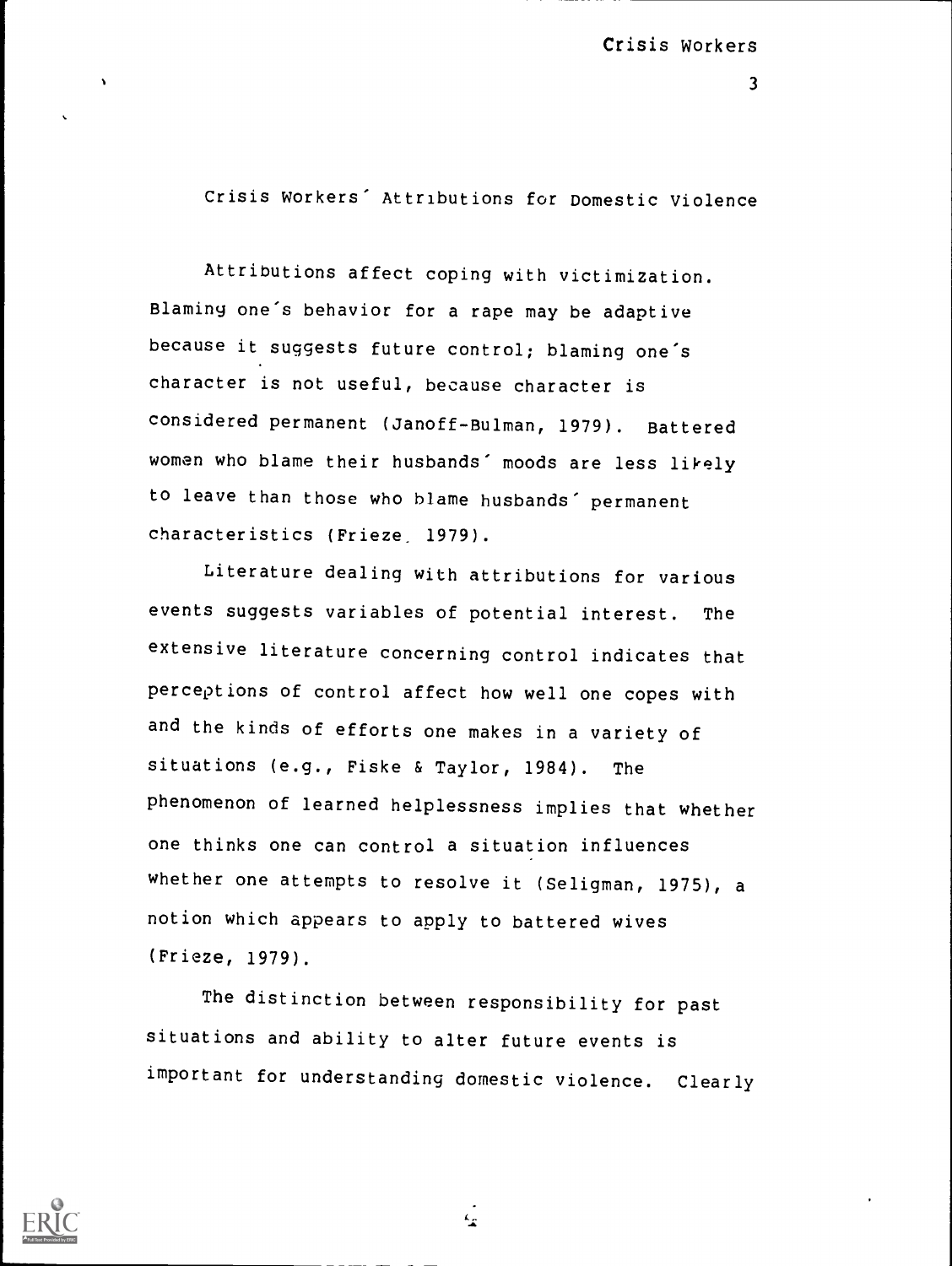## Crisis Workers' Attributions for Domestic Violence

Attributions affect coping with victimization. Blaming one's behavior for a rape may be adaptive because it suggests future control; blaming one's character is not useful, because character is considered permanent (Janoff-Bulman, 1979). Battered women who blame their husbands' moods are less likely to leave than those who blame husbands' permanent characteristics (Frieze, 1979).

Literature dealing with attributions for various events suggests variables of potential interest. The extensive literature concerning control indicates that perceptions of control affect how well one copes with and the kinds of efforts one makes in a variety of situations (e.g., Fiske & Taylor, 1984). The phenomenon of learned helplessness implies that whether one thinks one can control a situation influences whether one attempts to resolve it (Seligman, 1975), a notion which appears to apply to battered wives (Frieze, 1979).

The distinction between responsibility for past situations and ability to alter future events is important for understanding domestic violence. Clearly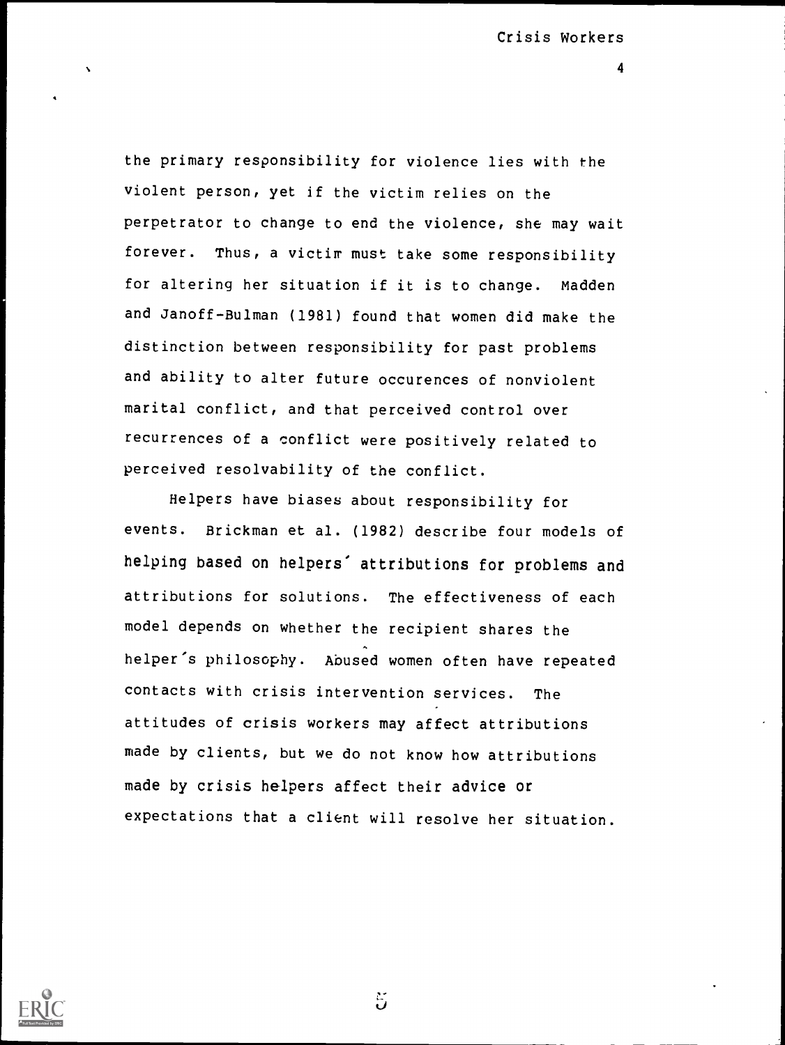the primary responsibility for violence lies with the violent person, yet if the victim relies on the perpetrator to change to end the violence, she may wait forever. Thus, a victim must take some responsibility for altering her situation if it is to change. Madden and Janoff-Bulman (1981) found that women did make the distinction between responsibility for past problems and ability to alter future occurences of nonviolent marital conflict, and that perceived control over recurrences of a conflict were positively related to perceived resolvability of the conflict.

Helpers have biases about responsibility for events. Brickman et al. (1982) describe four models of helping based on helpers' attributions for problems and attributions for solutions. The effectiveness of each model depends on whether the recipient shares the helper's philosophy. Abused women often have repeated contacts with crisis intervention services. The attitudes of crisis workers may affect attributions made by clients, but we do not know how attributions made by crisis helpers affect their advice or expectations that a client will resolve her situation.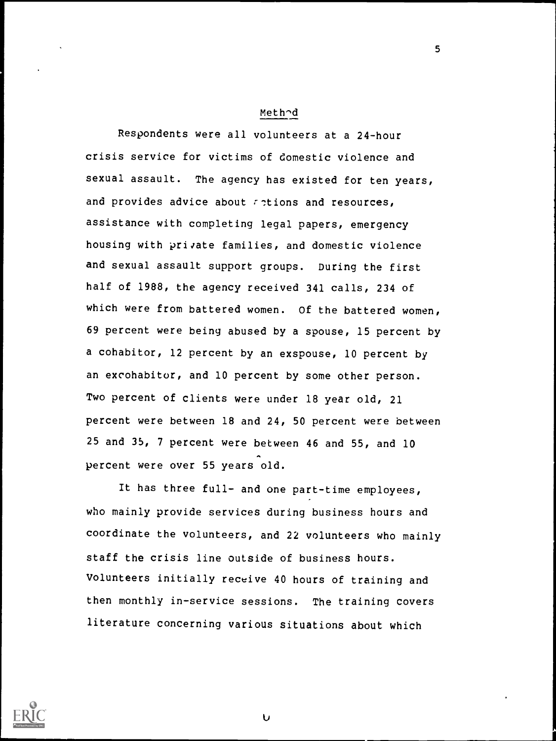## Method

Respondents were all volunteers at a 24-hour crisis service for victims of domestic violence and sexual assault. The agency has existed for ten years, and provides advice about options and resources, assistance with completing legal papers, emergency housing with private families, and domestic violence and sexual assault support groups. During the first half of 1988, the agency received 341 calls, 234 of which were from battered women. Of the battered women, 69 percent were being abused by a spouse, 15 percent by a cohabitor, 12 percent by an exspouse, 10 percent by an excohabitor, and 10 percent by some other person. Two percent of clients were under 18 year old, 21 percent were between 18 and 24, 50 percent were between 25 and 35, 7 percent were between 46 and 55, and 10 percent were over 55 years old.

It has three full- and one part-time employees, who mainly provide services during business hours and coordinate the volunteers, and 22 volunteers who mainly staff the crisis line outside of business hours. Volunteers initially receive 40 hours of training and then monthly in-service sessions. The training covers literature concerning various situations about which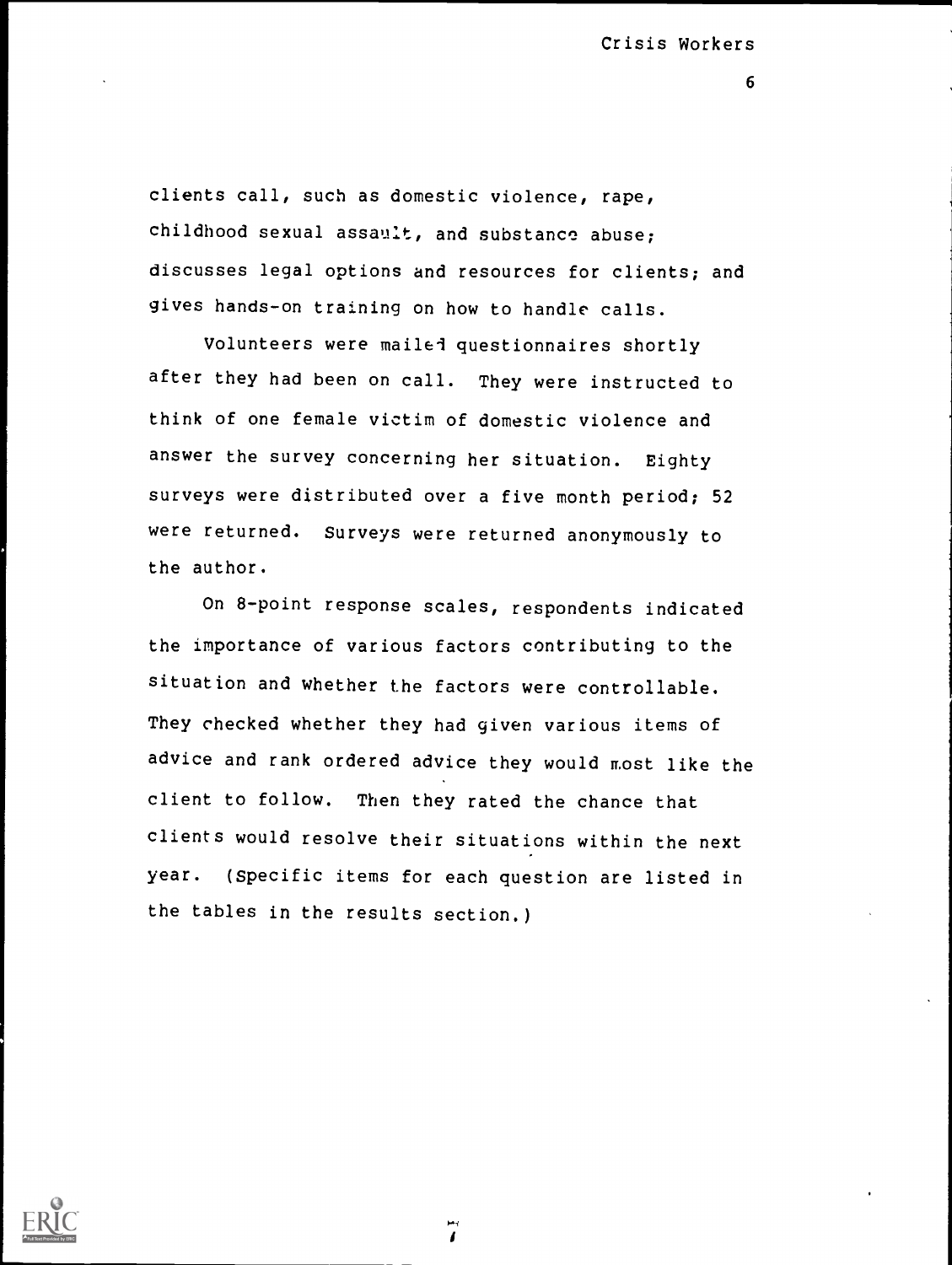clients call, such as domestic violence, rape, childhood sexual assault, and substance abuse; discusses legal options and resources for clients; and gives hands-on training on how to handle calls.

Volunteers were mailed questionnaires shortly after they had been on call. They were instructed to think of one female victim of domestic violence and answer the survey concerning her situation. Eighty surveys were distributed over a five month period; 52 were returned. Surveys were returned anonymously to the author.

On 8-point response scales, respondents indicated the importance of various factors contributing to the situation and whether the factors were controllable. They checked whether they had given various items of advice and rank ordered advice they would most like the client to follow. Then they rated the chance that clients would resolve their situations within the next year. (Specific items for each question are listed in the tables in the results section.)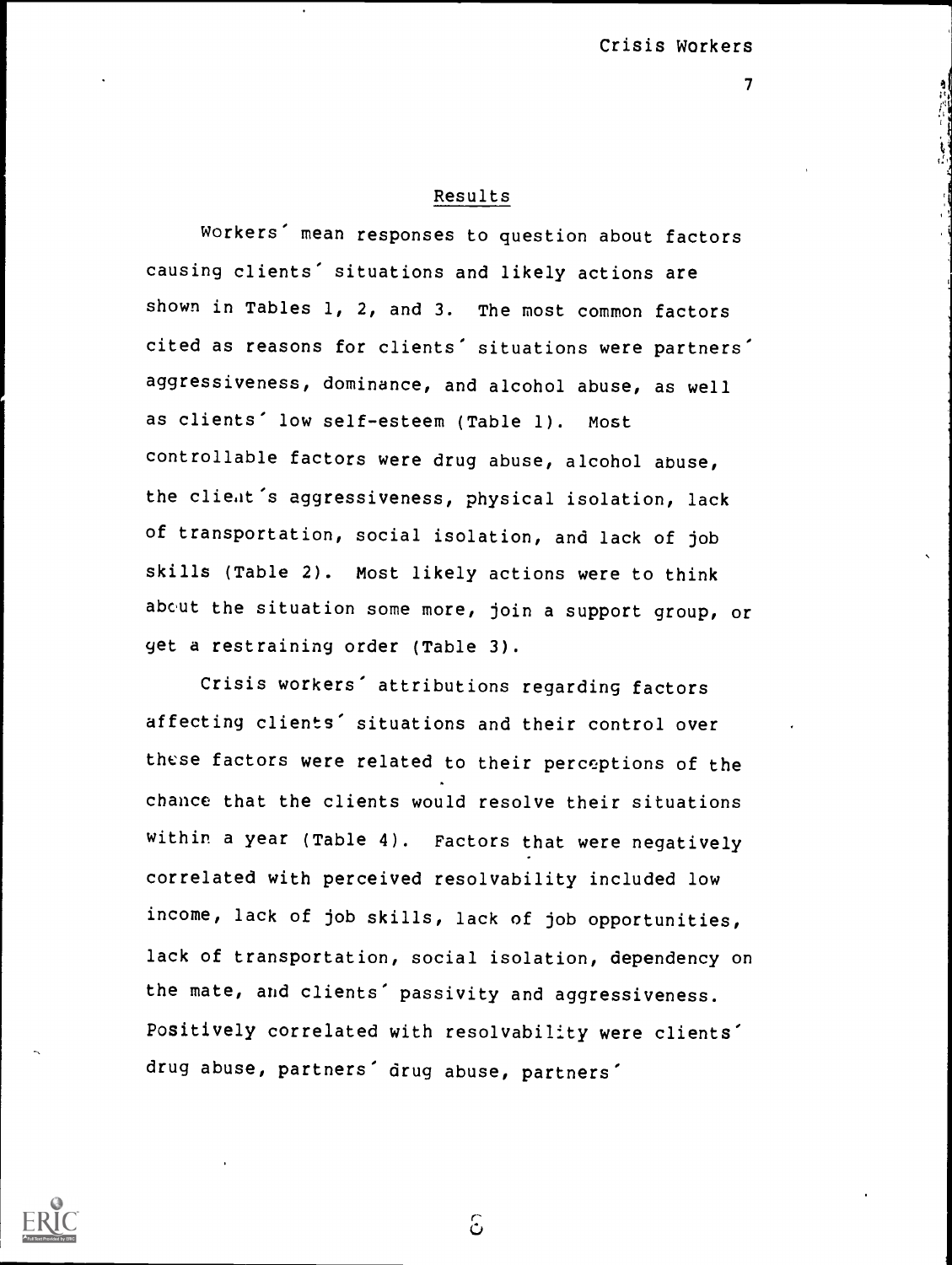## Results

Workers' mean responses to question about factors causing clients' situations and likely actions are shown in Tables 1, 2, and 3. The most common factors cited as reasons for clients' situations were partners' aggressiveness, dominance, and alcohol abuse, as well as clients' low self-esteem (Table 1). Most controllable factors were drug abuse, alcohol abuse, the client's aggressiveness, physical isolation, lack of transportation, social isolation, and lack of job skills (Table 2). Most likely actions were to think about the situation some more, join a support group, or get a restraining order (Table 3).

Crisis workers' attributions regarding factors affecting clients' situations and their control over these factors were related to their perceptions of the chance that the clients would resolve their situations within a year (Table 4). Factors that were negatively correlated with perceived resolvability included low income, lack of job skills, lack of job opportunities, lack of transportation, social isolation, dependency on the mate, and clients' passivity and aggressiveness. Positively correlated with resolvability were clients' drug abuse, partners' drug abuse, partners'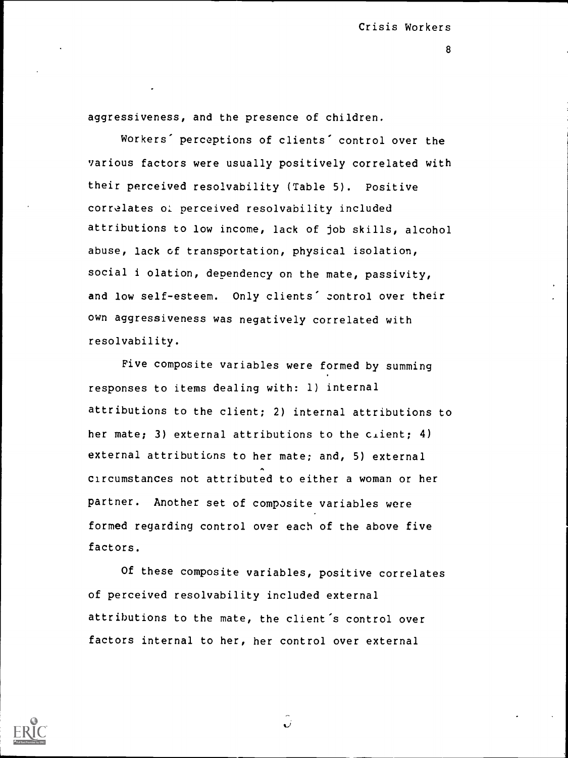aggressiveness, and the presence of children.

Workers' perceptions of clients' control over the various factors were usually positively correlated with their perceived resolvability (Table 5). Positive correlates of perceived resolvability included attributions to low income, lack of job skills, alcohol abuse, lack of transportation, physical isolation, social isolation, dependency on the mate, passivity, and low self-esteem. Only clients' control over their own aggressiveness was negatively correlated with resolvability.

Five composite variables were formed by summing responses to items dealing with: 1) internal attributions to the client; 2) internal attributions to her mate; 3) external attributions to the client; 4) external attributions to her mate; and, 5) external circumstances not attributed to either a woman or her partner. Another set of composite variables were formed regarding control over each of the above five factors.

Of these composite variables, positive correlates of perceived resolvability included external attributions to the mate, the client's control over factors internal to her, her control over external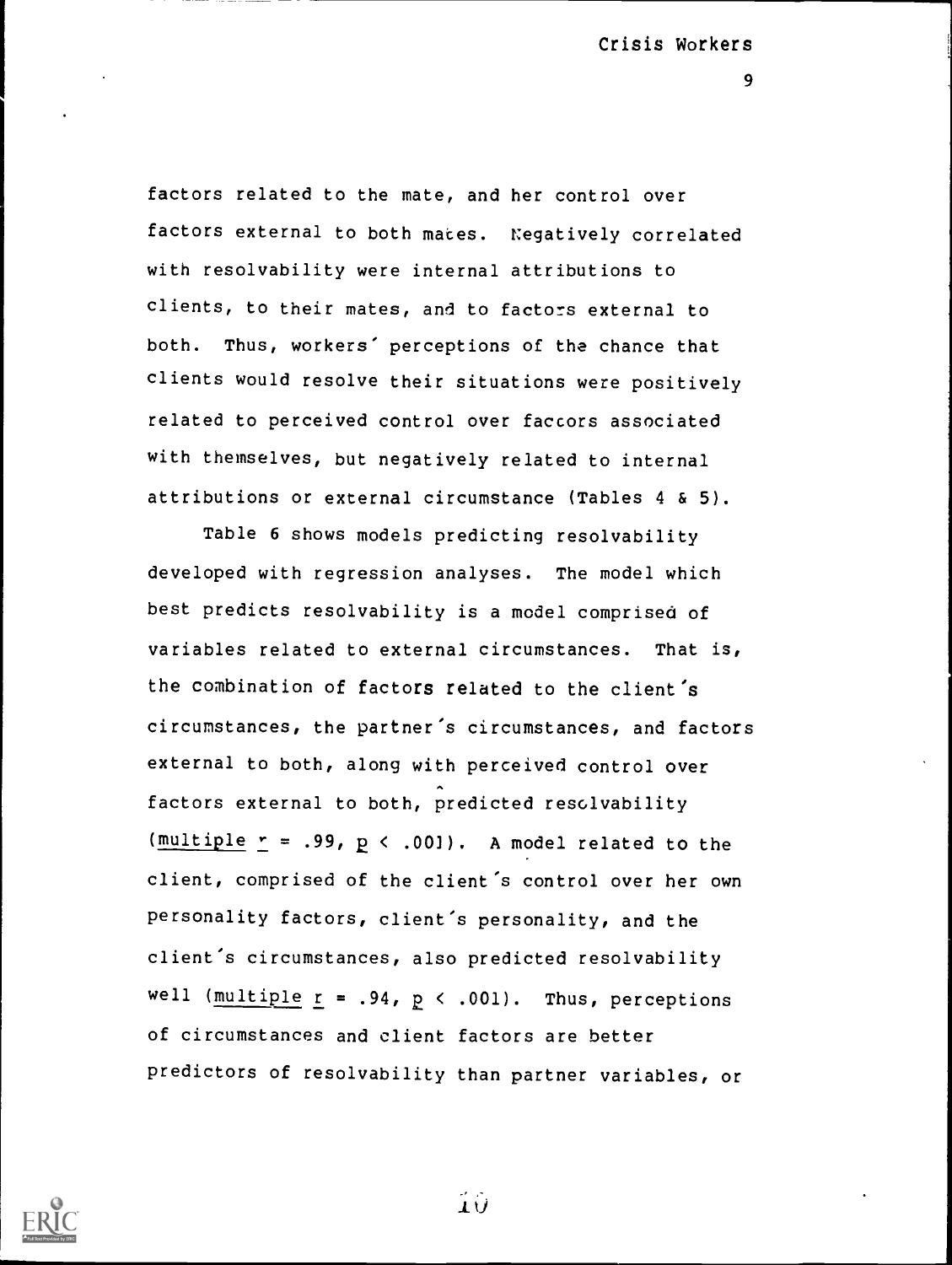factors related to the mate, and her control over factors external to both mates. Negatively correlated with resolvability were internal attributions to clients, to their mates, and to factors external to both. Thus, workers' perceptions of the chance that clients would resolve their situations were positively related to perceived control over factors associated with themselves, but negatively related to internal attributions or external circumstance (Tables 4 & 5).

Table 6 shows models predicting resolvability developed with regression analyses. The model which best predicts resolvability is a model comprised of variables related to external circumstances. That is, the combination of factors related to the client's circumstances, the partner's circumstances, and factors external to both, along with perceived control over factors external to both, predicted resolvability (multiple $r = .99$, $p < .001$). A model related to the client, comprised of the client's control over her own personality factors, client's personality, and the client's circumstances, also predicted resolvability well (multiple $r = .94$, $p < .001$). Thus, perceptions of circumstances and client factors are better predictors of resolvability than partner variables, or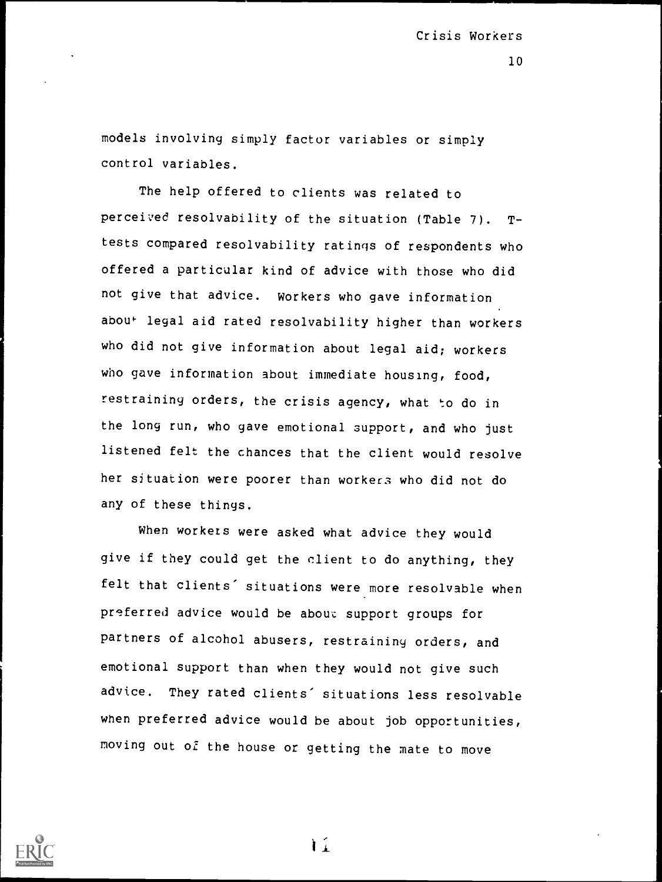models involving simply factor variables or simply control variables.

The help offered to clients was related to perceived resolvability of the situation (Table 7). T-tests compared resolvability ratings of respondents who offered a particular kind of advice with those who did not give that advice. Workers who gave information about legal aid rated resolvability higher than workers who did not give information about legal aid; workers who gave information about immediate housing, food, restraining orders, the crisis agency, what to do in the long run, who gave emotional support, and who just listened felt the chances that the client would resolve her situation were poorer than workers who did not do any of these things.

When workers were asked what advice they would give if they could get the client to do anything, they felt that clients' situations were more resolvable when preferred advice would be about support groups for partners of alcohol abusers, restraining orders, and emotional support than when they would not give such advice. They rated clients' situations less resolvable when preferred advice would be about job opportunities, moving out of the house or getting the mate to move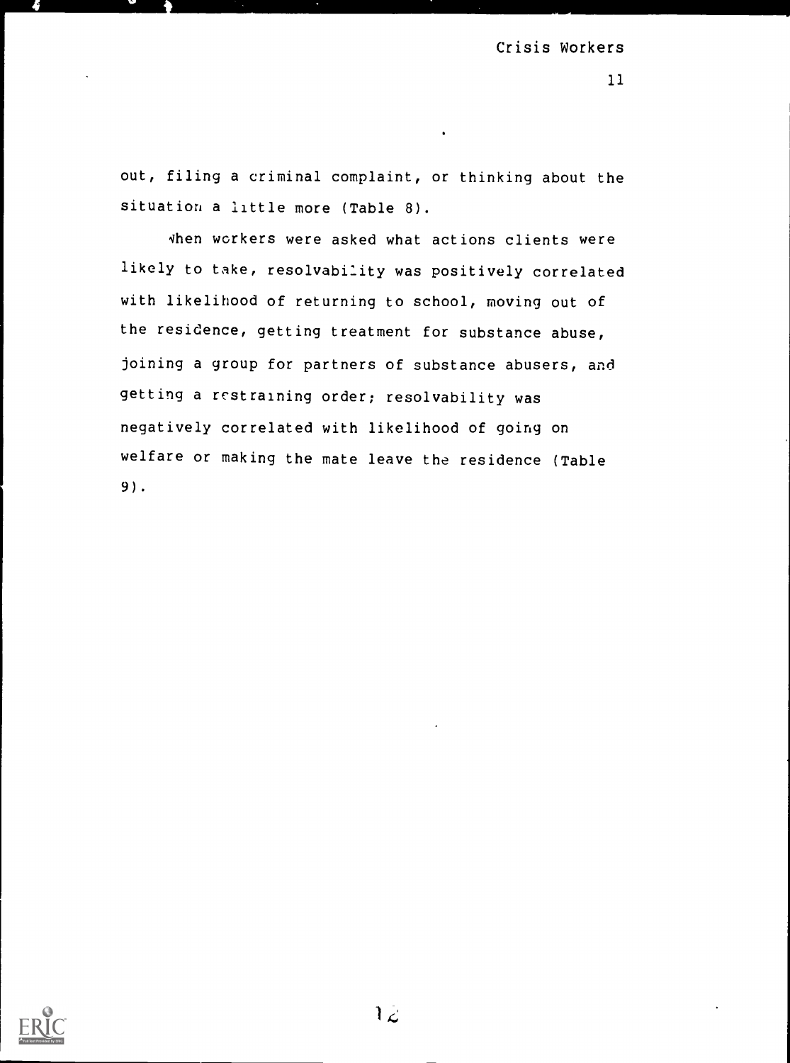out, filing a criminal complaint, or thinking about the situation a little more (Table 8).

When workers were asked what actions clients were likely to take, resolvability was positively correlated with likelihood of returning to school, moving out of the residence, getting treatment for substance abuse, joining a group for partners of substance abusers, and getting a restraining order; resolvability was negatively correlated with likelihood of going on welfare or making the mate leave the residence (Table 9).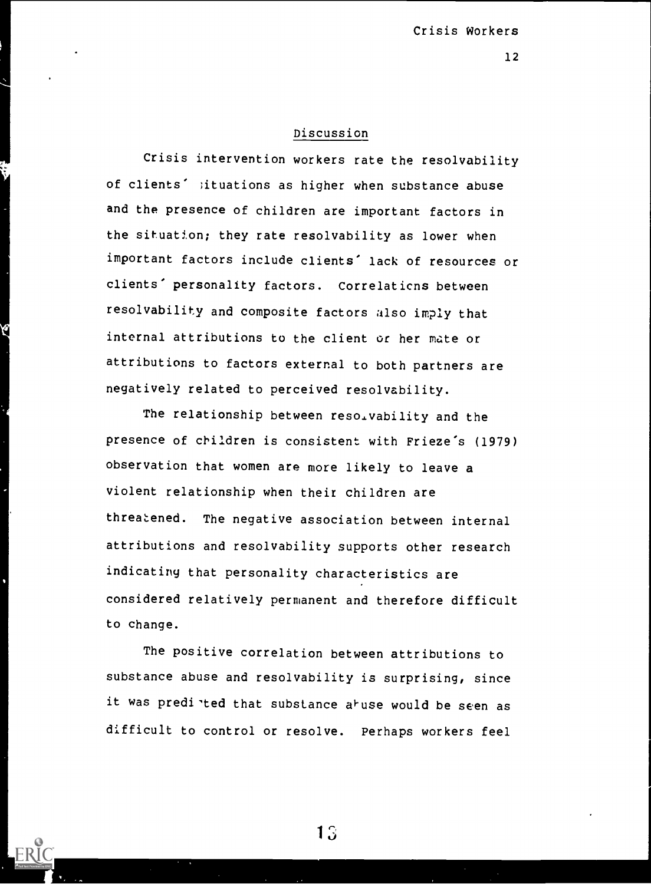## Discussion

Crisis intervention workers rate the resolvability of clients' situations as higher when substance abuse and the presence of children are important factors in the situation; they rate resolvability as lower when important factors include clients' lack of resources or clients' personality factors. Correlations between resolvability and composite factors also imply that internal attributions to the client or her mate or attributions to factors external to both partners are negatively related to perceived resolvability.

The relationship between resolvability and the presence of children is consistent with Frieze's (1979) observation that women are more likely to leave a violent relationship when their children are threatened. The negative association between internal attributions and resolvability supports other research indicating that personality characteristics are considered relatively permanent and therefore difficult to change.

The positive correlation between attributions to substance abuse and resolvability is surprising, since it was predicted that substance abuse would be seen as difficult to control or resolve. Perhaps workers feel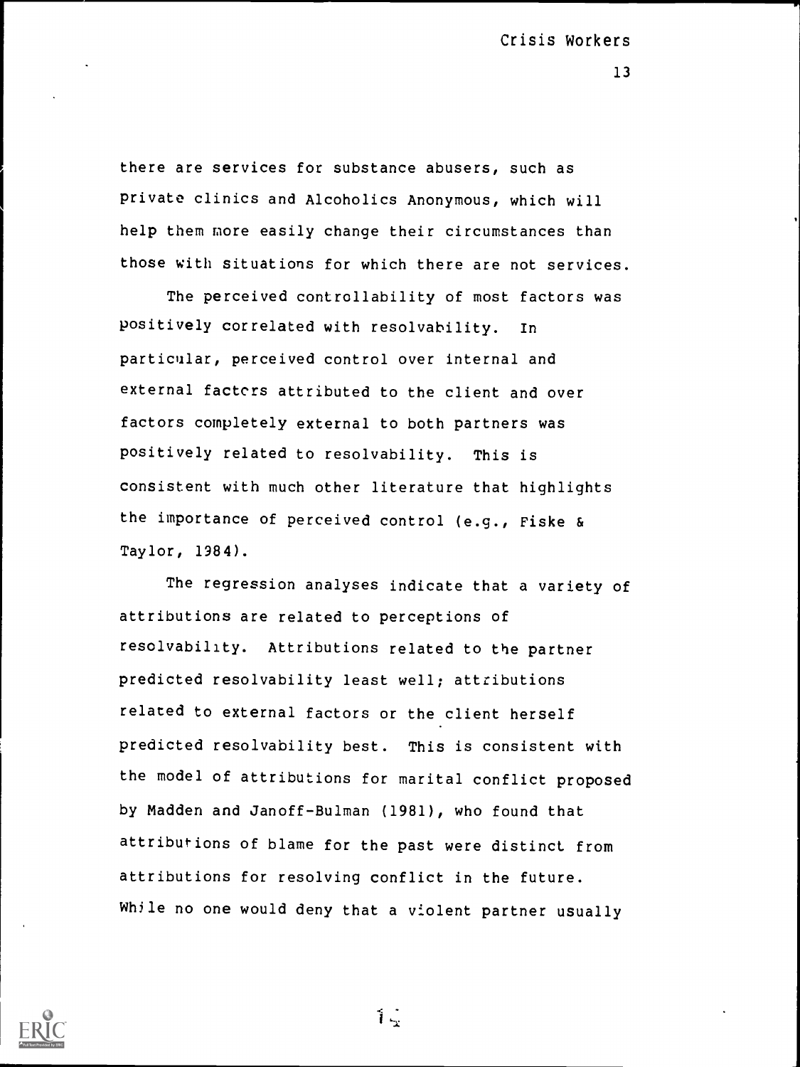there are services for substance abusers, such as private clinics and Alcoholics Anonymous, which will help them more easily change their circumstances than those with situations for which there are not services.

The perceived controllability of most factors was positively correlated with resolvability. In particular, perceived control over internal and external factors attributed to the client and over factors completely external to both partners was positively related to resolvability. This is consistent with much other literature that highlights the importance of perceived control (e.g., Fiske & Taylor, 1984).

The regression analyses indicate that a variety of attributions are related to perceptions of resolvability. Attributions related to the partner predicted resolvability least well; attributions related to external factors or the client herself predicted resolvability best. This is consistent with the model of attributions for marital conflict proposed by Madden and Janoff-Bulman (1981), who found that attributions of blame for the past were distinct from attributions for resolving conflict in the future. While no one would deny that a violent partner usually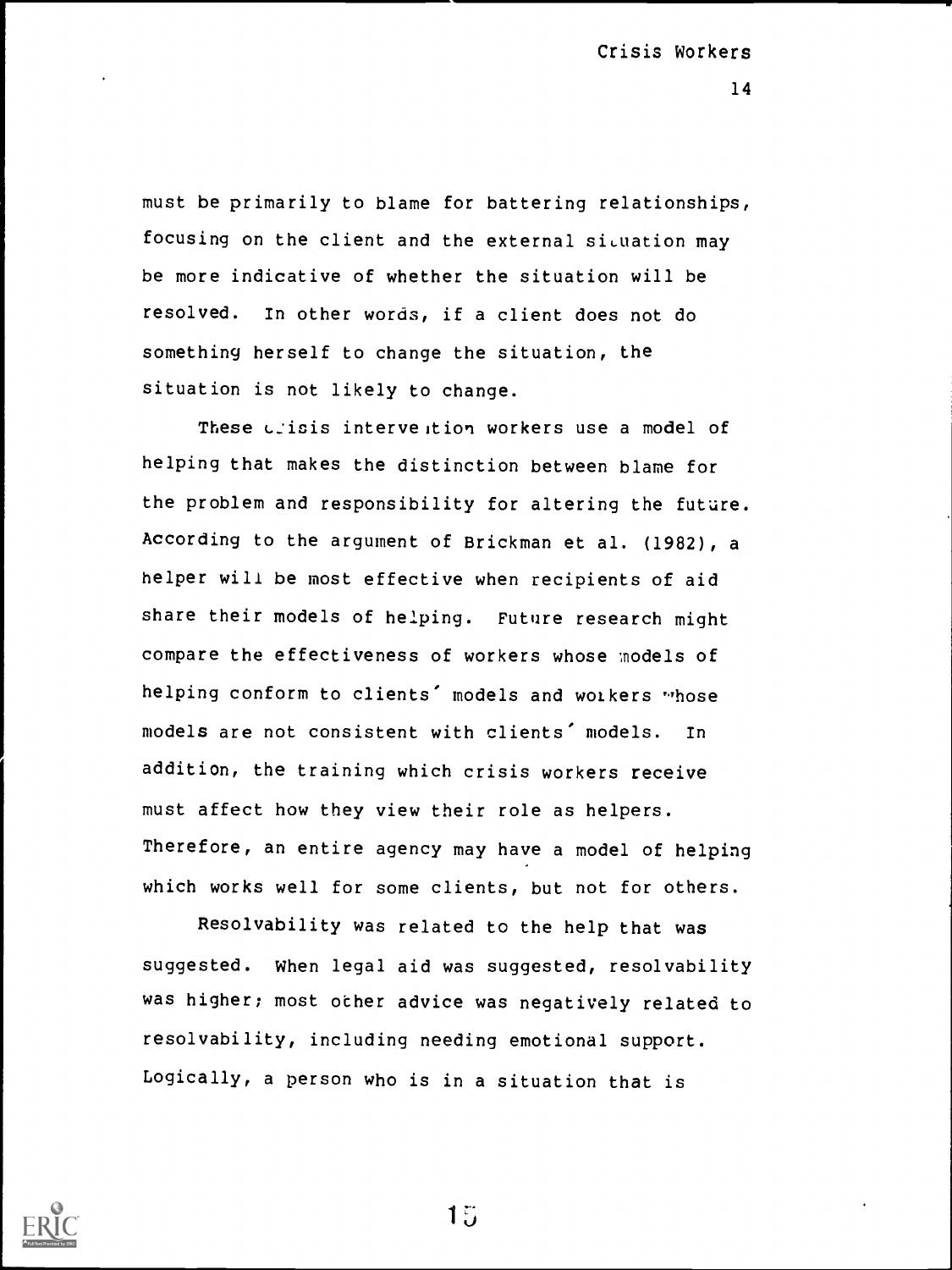must be primarily to blame for battering relationships, focusing on the client and the external situation may be more indicative of whether the situation will be resolved. In other words, if a client does not do something herself to change the situation, the situation is not likely to change.

These crisis intervention workers use a model of helping that makes the distinction between blame for the problem and responsibility for altering the future. According to the argument of Brickman et al. (1982), a helper will be most effective when recipients of aid share their models of helping. Future research might compare the effectiveness of workers whose models of helping conform to clients' models and workers whose models are not consistent with clients' models. In addition, the training which crisis workers receive must affect how they view their role as helpers. Therefore, an entire agency may have a model of helping which works well for some clients, but not for others.

Resolvability was related to the help that was suggested. When legal aid was suggested, resolvability was higher; most other advice was negatively related to resolvability, including needing emotional support. Logically, a person who is in a situation that is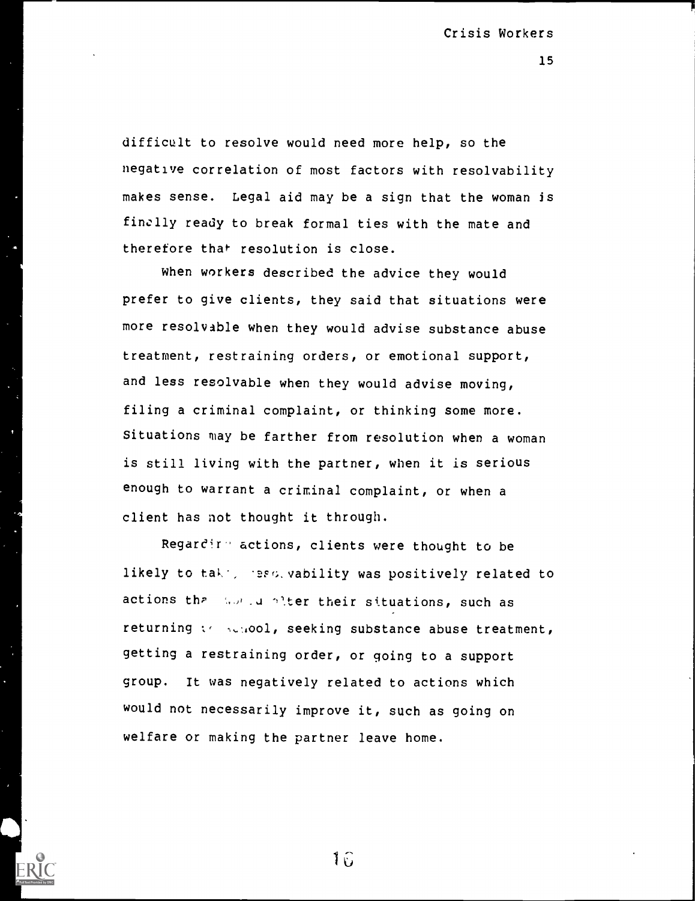difficult to resolve would need more help, so the negative correlation of most factors with resolvability makes sense. Legal aid may be a sign that the woman is finally ready to break formal ties with the mate and therefore that resolution is close.

When workers described the advice they would prefer to give clients, they said that situations were more resolvable when they would advise substance abuse treatment, restraining orders, or emotional support, and less resolvable when they would advise moving, filing a criminal complaint, or thinking some more. Situations may be farther from resolution when a woman is still living with the partner, when it is serious enough to warrant a criminal complaint, or when a client has not thought it through.

Regarding actions, clients were thought to be likely to take, resolvability was positively related to actions that would alter their situations, such as returning to school, seeking substance abuse treatment, getting a restraining order, or going to a support group. It was negatively related to actions which would not necessarily improve it, such as going on welfare or making the partner leave home.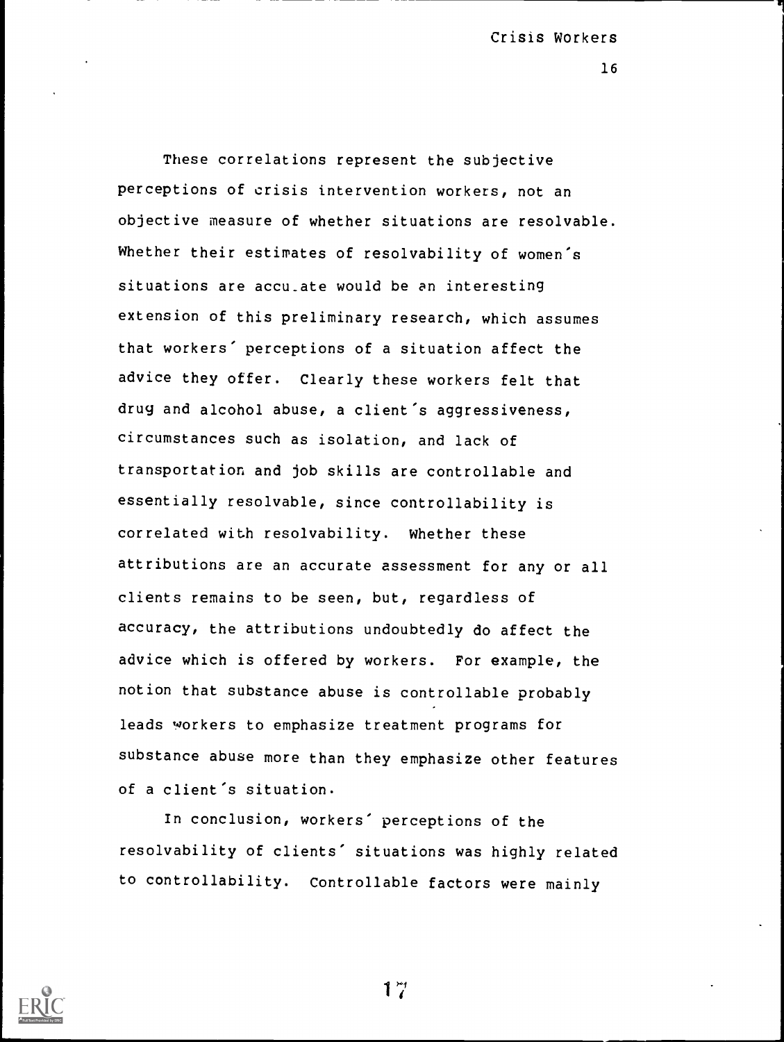These correlations represent the subjective perceptions of crisis intervention workers, not an objective measure of whether situations are resolvable. Whether their estimates of resolvability of women's situations are accurate would be an interesting extension of this preliminary research, which assumes that workers' perceptions of a situation affect the advice they offer. Clearly these workers felt that drug and alcohol abuse, a client's aggressiveness, circumstances such as isolation, and lack of transportation and job skills are controllable and essentially resolvable, since controllability is correlated with resolvability. Whether these attributions are an accurate assessment for any or all clients remains to be seen, but, regardless of accuracy, the attributions undoubtedly do affect the advice which is offered by workers. For example, the notion that substance abuse is controllable probably leads workers to emphasize treatment programs for substance abuse more than they emphasize other features of a client's situation.

In conclusion, workers' perceptions of the resolvability of clients' situations was highly related to controllability. Controllable factors were mainly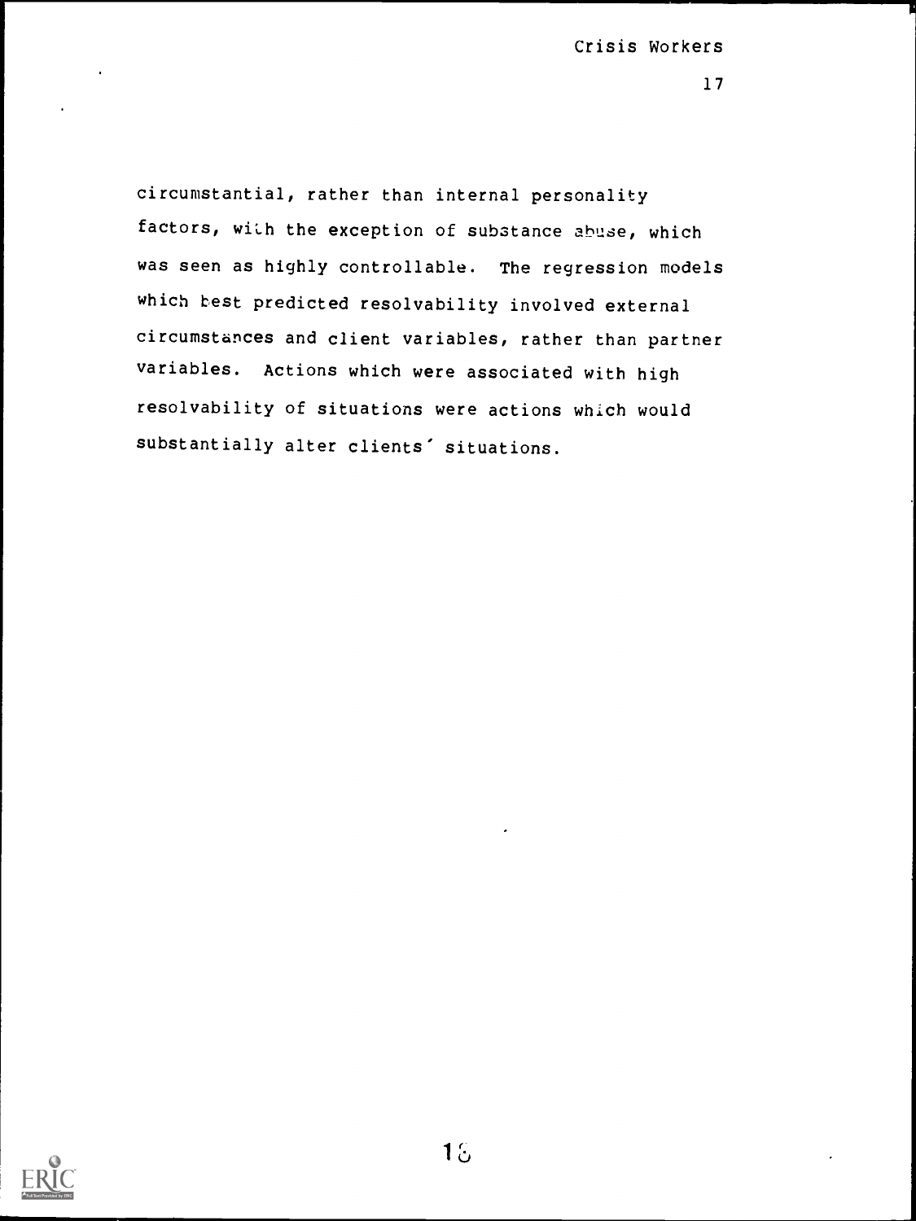circumstantial, rather than internal personality factors, with the exception of substance abuse, which was seen as highly controllable. The regression models which best predicted resolvability involved external circumstances and client variables, rather than partner variables. Actions which were associated with high resolvability of situations were actions which would substantially alter clients' situations.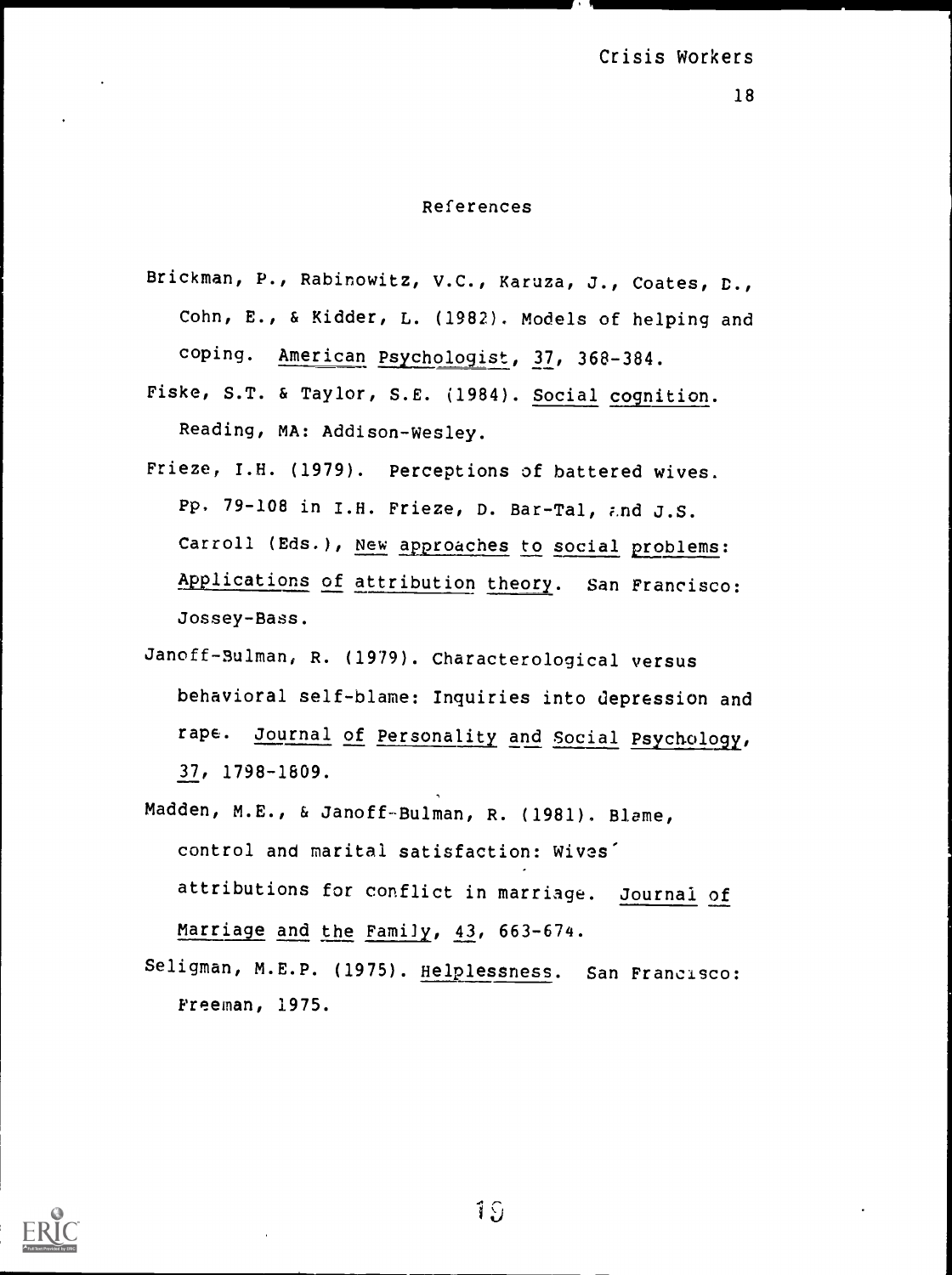## References

Brickman, P., Rabinowitz, V.C., Karuza, J., Coates, D., Cohn, E., & Kidder, L. (1982). Models of helping and coping. American Psychologist, 37, 368-384.

Fiske, S.T. & Taylor, S.E. (1984). Social cognition. Reading, MA: Addison-Wesley.

Frieze, I.H. (1979). Perceptions of battered wives. Pp. 79-108 in I.H. Frieze, D. Bar-Tal, and J.S. Carroll (Eds.), New approaches to social problems: Applications of attribution theory. San Francisco: Jossey-Bass.

Janoff-Bulman, R. (1979). Characterological versus behavioral self-blame: Inquiries into depression and rape. Journal of Personality and Social Psychology, 37, 1798-1809.

Madden, M.E., & Janoff-Bulman, R. (1981). Blame, control and marital satisfaction: Wives' attributions for conflict in marriage. Journal of Marriage and the Family, 43, 663-674.

Seligman, M.E.P. (1975). Helplessness. San Francisco: Freeman, 1975.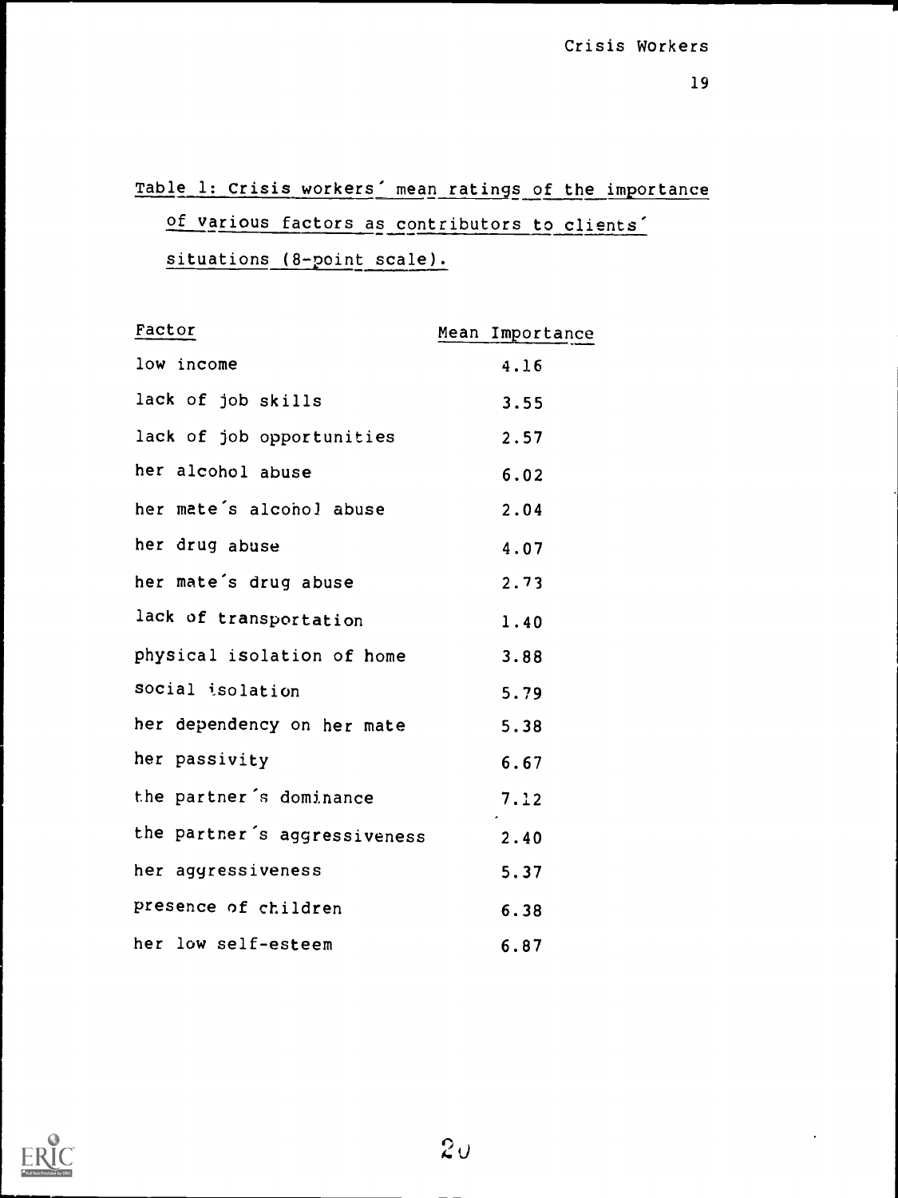Table 1: Crisis workers' mean ratings of the importance of various factors as contributors to clients' situations (8-point scale).

| Factor | Mean Importance |
|---|---|
| low income | 4.16 |
| lack of job skills | 3.55 |
| lack of job opportunities | 2.57 |
| her alcohol abuse | 6.02 |
| her mate's alcohol abuse | 2.04 |
| her drug abuse | 4.07 |
| her mate's drug abuse | 2.73 |
| lack of transportation | 1.40 |
| physical isolation of home | 3.88 |
| social isolation | 5.79 |
| her dependency on her mate | 5.38 |
| her passivity | 6.67 |
| the partner's dominance | 7.12 |
| the partner's aggressiveness | 2.40 |
| her aggressiveness | 5.37 |
| presence of children | 6.38 |
| her low self-esteem | 6.87 |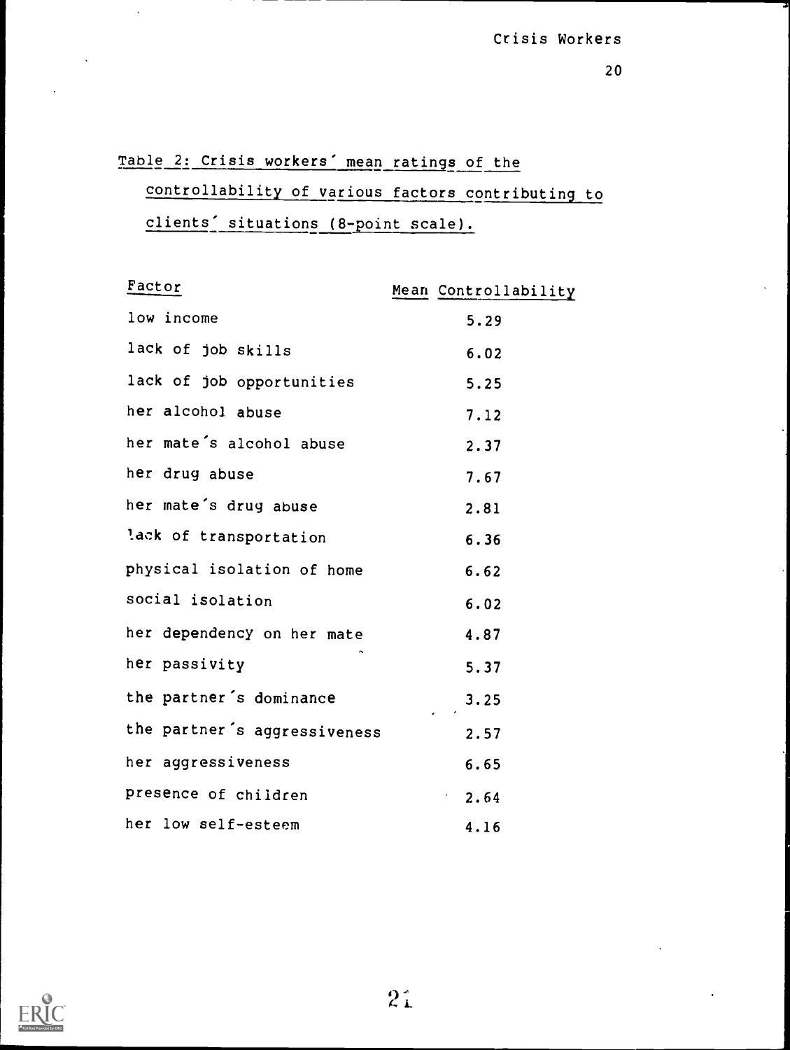Table 2: Crisis workers' mean ratings of the controllability of various factors contributing to clients' situations (8-point scale).

| Factor | Mean Controllability |
|---|---|
| low income | 5.29 |
| lack of job skills | 6.02 |
| lack of job opportunities | 5.25 |
| her alcohol abuse | 7.12 |
| her mate's alcohol abuse | 2.37 |
| her drug abuse | 7.67 |
| her mate's drug abuse | 2.81 |
| lack of transportation | 6.36 |
| physical isolation of home | 6.62 |
| social isolation | 6.02 |
| her dependency on her mate | 4.87 |
| her passivity | 5.37 |
| the partner's dominance | 3.25 |
| the partner's aggressiveness | 2.57 |
| her aggressiveness | 6.65 |
| presence of children | 2.64 |
| her low self-esteem | 4.16 |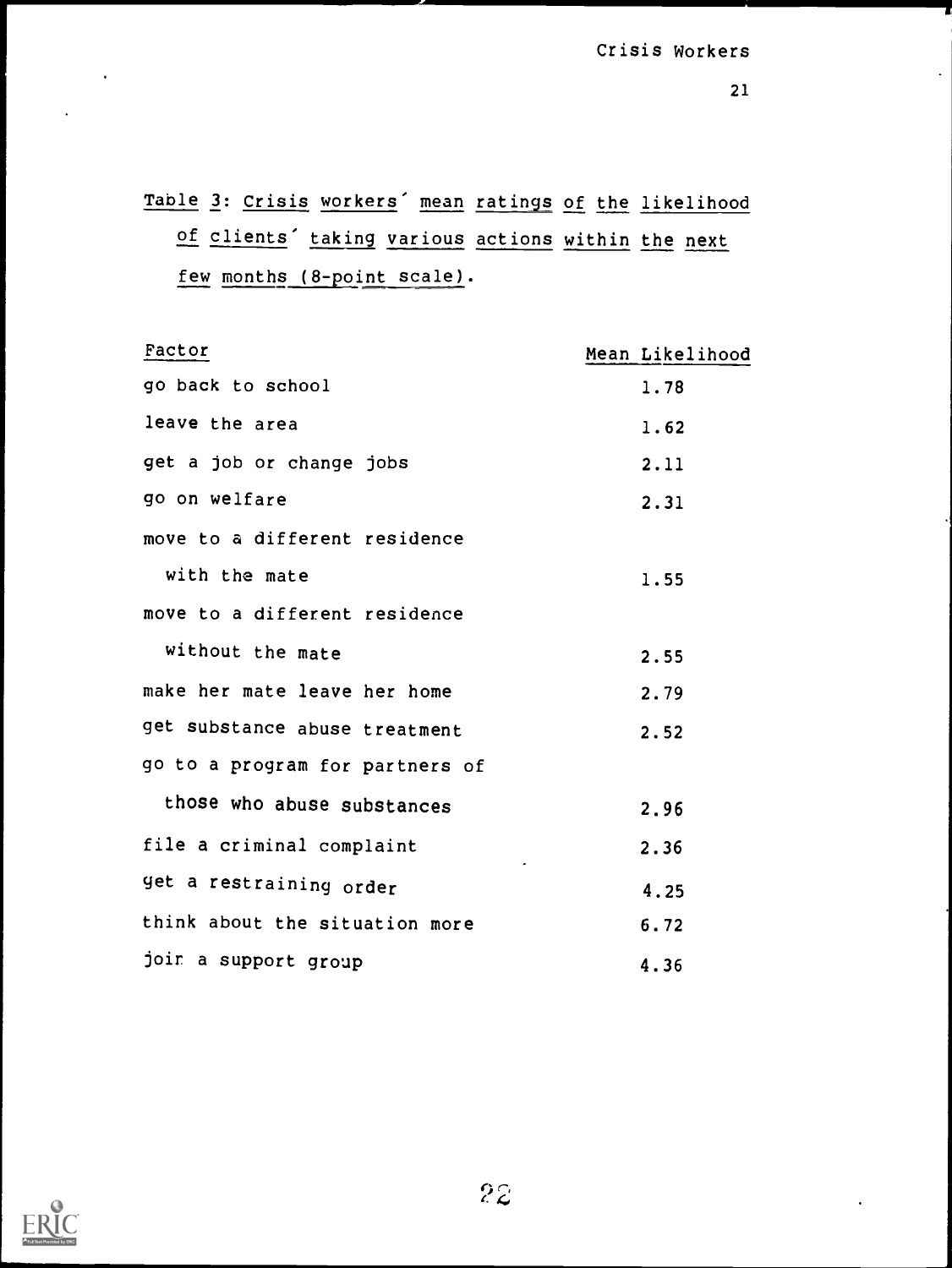Table 3: Crisis workers' mean ratings of the likelihood of clients' taking various actions within the next few months (8-point scale).

| Factor | Mean Likelihood |
|---|---|
| go back to school | 1.78 |
| leave the area | 1.62 |
| get a job or change jobs | 2.11 |
| go on welfare | 2.31 |
| move to a different residence with the mate | 1.55 |
| move to a different residence without the mate | 2.55 |
| make her mate leave her home | 2.79 |
| get substance abuse treatment | 2.52 |
| go to a program for partners of those who abuse substances | 2.96 |
| file a criminal complaint | 2.36 |
| get a restraining order | 4.25 |
| think about the situation more | 6.72 |
| join a support group | 4.36 |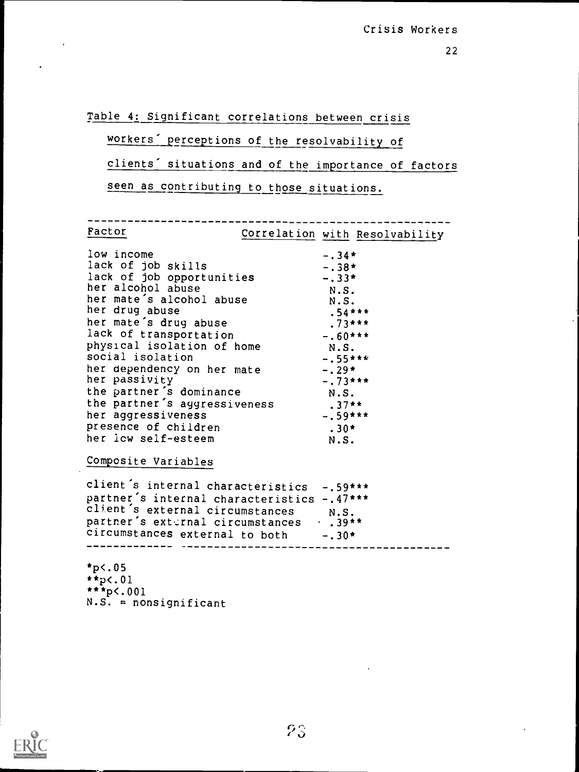Table 4: Significant correlations between crisis workers' perceptions of the resolvability of clients' situations and of the importance of factors seen as contributing to those situations.

| Factor | Correlation with Resolvability |
|---|---|
| low income | -.34* |
| lack of job skills | -.38* |
| lack of job opportunities | -.33* |
| her alcohol abuse | N.S. |
| her mate's alcohol abuse | N.S. |
| her drug abuse | .54*** |
| her mate's drug abuse | .73*** |
| lack of transportation | -.60*** |
| physical isolation of home | N.S. |
| social isolation | -.55*** |
| her dependency on her mate | -.29* |
| her passivity | -.73*** |
| the partner's dominance | N.S. |
| the partner's aggressiveness | .37** |
| her aggressiveness | -.59*** |
| presence of children | .30* |
| her low self-esteem | N.S. |
| **Composite Variables** | |
| client's internal characteristics | -.59*** |
| partner's internal characteristics | -.47*** |
| client's external circumstances | N.S. |
| partner's external circumstances | .39** |
| circumstances external to both | -.30* |

*p<.05
**p<.01
***p<.001
N.S. = nonsignificant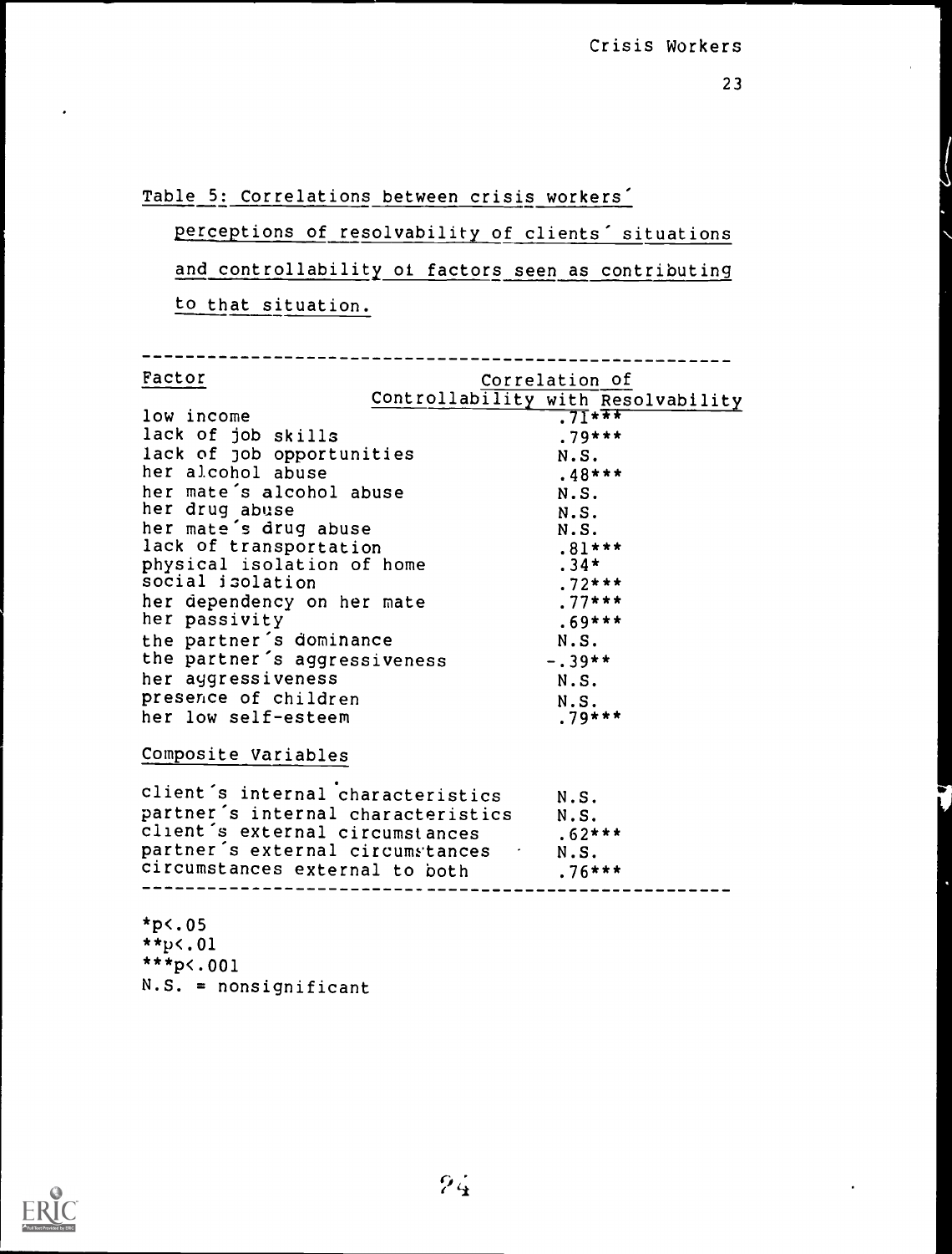Table 5: Correlations between crisis workers' perceptions of resolvability of clients' situations and controllability of factors seen as contributing to that situation.

| Factor | Correlation of Controllability with Resolvability |
|---|---|
| low income | .71*** |
| lack of job skills | .79*** |
| lack of job opportunities | N.S. |
| her alcohol abuse | .48*** |
| her mate's alcohol abuse | N.S. |
| her drug abuse | N.S. |
| her mate's drug abuse | N.S. |
| lack of transportation | .81*** |
| physical isolation of home | .34* |
| social isolation | .72*** |
| her dependency on her mate | .77*** |
| her passivity | .69*** |
| the partner's dominance | N.S. |
| the partner's aggressiveness | -.39** |
| her aggressiveness | N.S. |
| presence of children | N.S. |
| her low self-esteem | .79*** |
| **Composite Variables** | |
| client's internal characteristics | N.S. |
| partner's internal characteristics | N.S. |
| client's external circumstances | .62*** |
| partner's external circumstances | N.S. |
| circumstances external to both | .76*** |

*$p < .05$
**$p < .01$
***$p < .001$
N.S. = nonsignificant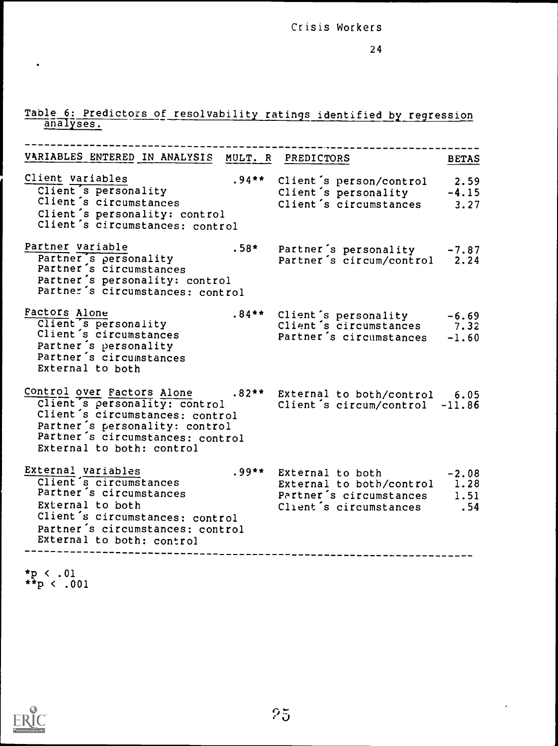Table 6: Predictors of resolvability ratings identified by regression analyses.

| VARIABLES ENTERED IN ANALYSIS | MULT. R | PREDICTORS | BETAS |
|---|---|---|---|
| Client variables | .94** | Client's person/control | 2.59 |
| Client's personality | | Client's personality | -4.15 |
| Client's circumstances | | Client's circumstances | 3.27 |
| Client's personality: control | | | |
| Client's circumstances: control | | | |
| Partner variable | .58* | Partner's personality | -7.87 |
| Partner's personality | | Partner's circum/control | 2.24 |
| Partner's circumstances | | | |
| Partner's personality: control | | | |
| Partner's circumstances: control | | | |
| Factors Alone | .84** | Client's personality | -6.69 |
| Client's personality | | Client's circumstances | 7.32 |
| Client's circumstances | | Partner's circumstances | -1.60 |
| Partner's personality | | | |
| Partner's circumstances | | | |
| External to both | | | |
| Control over Factors Alone | .82** | External to both/control | 6.05 |
| Client's personality: control | | Client's circum/control | -11.86 |
| Client's circumstances: control | | | |
| Partner's personality: control | | | |
| Partner's circumstances: control | | | |
| External to both: control | | | |
| External variables | .99** | External to both | -2.08 |
| Client's circumstances | | External to both/control | 1.28 |
| Partner's circumstances | | Partner's circumstances | 1.51 |
| External to both | | Client's circumstances | .54 |
| Client's circumstances: control | | | |
| Partner's circumstances: control | | | |
| External to both: control | | | |

*$p < .01$
**$p < .001$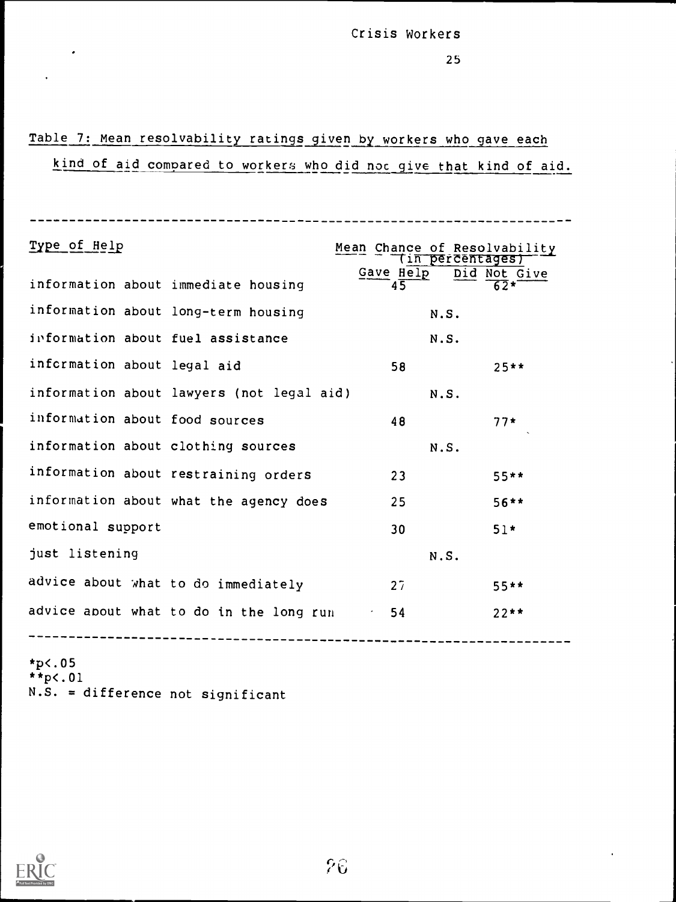Table 7: Mean resolvability ratings given by workers who gave each kind of aid compared to workers who did not give that kind of aid.

| Type of Help | Mean Chance of Resolvability (in percentages) | |
|---|---|---|
| | Gave Help | Did Not Give |
| information about immediate housing | 45 | 62* |
| information about long-term housing | N.S. | |
| information about fuel assistance | N.S. | |
| information about legal aid | 58 | 25** |
| information about lawyers (not legal aid) | N.S. | |
| information about food sources | 48 | 77* |
| information about clothing sources | N.S. | |
| information about restraining orders | 23 | 55** |
| information about what the agency does | 25 | 56** |
| emotional support | 30 | 51* |
| just listening | N.S. | |
| advice about what to do immediately | 27 | 55** |
| advice about what to do in the long run | 54 | 22** |

*p<.05
**p<.01
N.S. = difference not significant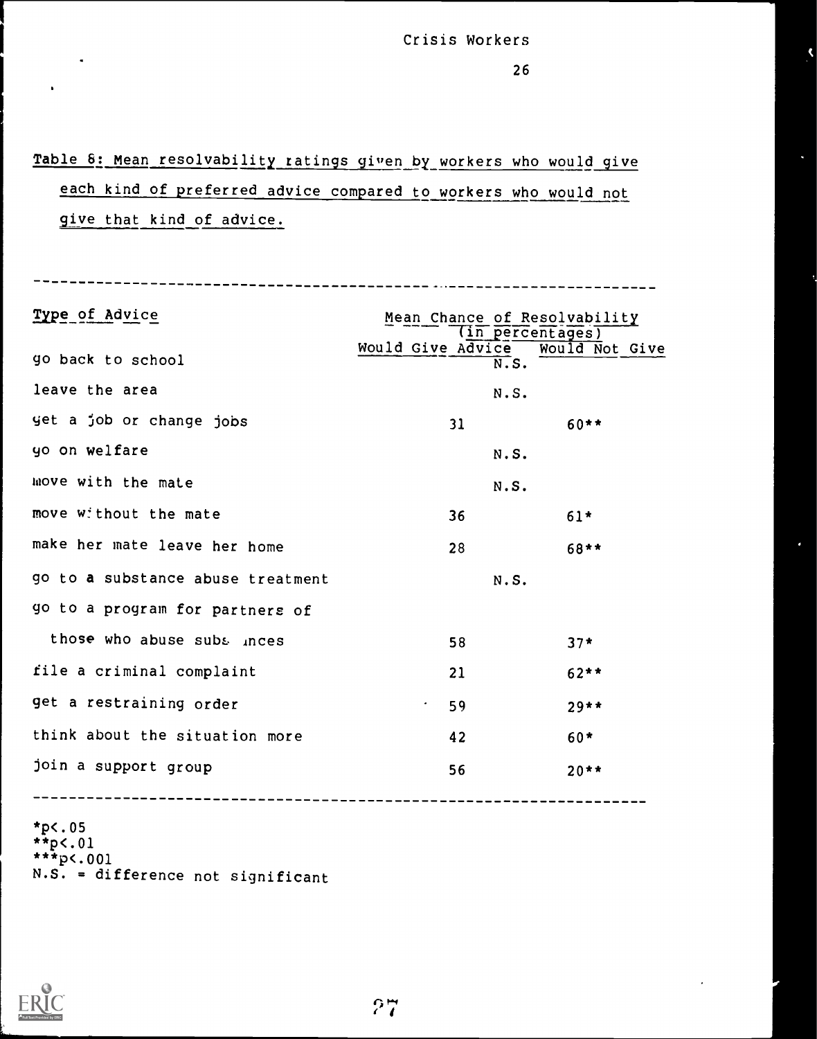Table 8: Mean resolvability ratings given by workers who would give each kind of preferred advice compared to workers who would not give that kind of advice.

| Type of Advice | Mean Chance of Resolvability (in percentages) | |
|---|---|---|
| | Would Give Advice | Would Not Give |
| go back to school | N.S. | |
| leave the area | N.S. | |
| get a job or change jobs | 31 | 60** |
| go on welfare | N.S. | |
| move with the mate | N.S. | |
| move without the mate | 36 | 61* |
| make her mate leave her home | 28 | 68** |
| go to a substance abuse treatment | N.S. | |
| go to a program for partners of those who abuse substances | 58 | 37* |
| file a criminal complaint | 21 | 62** |
| get a restraining order | 59 | 29** |
| think about the situation more | 42 | 60* |
| join a support group | 56 | 20** |

*p<.05
**p<.01
***p<.001
N.S. = difference not significant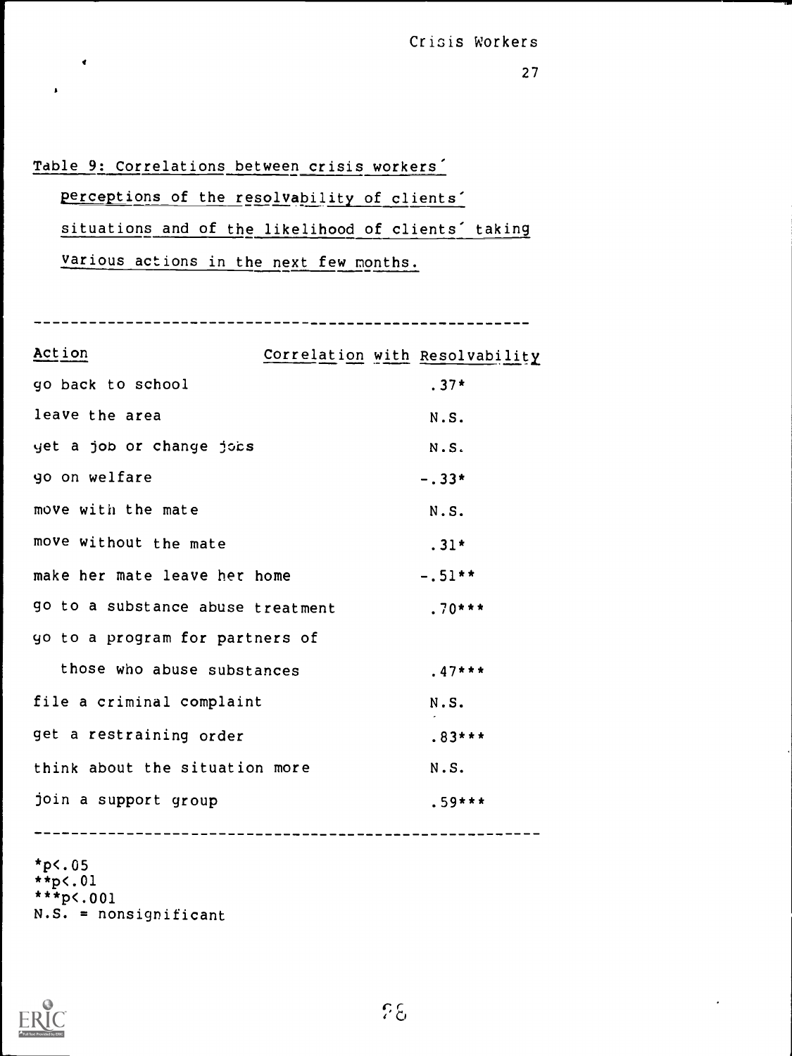Table 9: Correlations between crisis workers' perceptions of the resolvability of clients' situations and of the likelihood of clients' taking various actions in the next few months.

| Action | Correlation with Resolvability |
|---|---|
| go back to school | .37* |
| leave the area | N.S. |
| get a job or change jobs | N.S. |
| go on welfare | -.33* |
| move with the mate | N.S. |
| move without the mate | .31* |
| make her mate leave her home | -.51** |
| go to a substance abuse treatment | .70*** |
| go to a program for partners of those who abuse substances | .47*** |
| file a criminal complaint | N.S. |
| get a restraining order | .83*** |
| think about the situation more | N.S. |
| join a support group | .59*** |

*p<.05
**p<.01
***p<.001
N.S. = nonsignificant